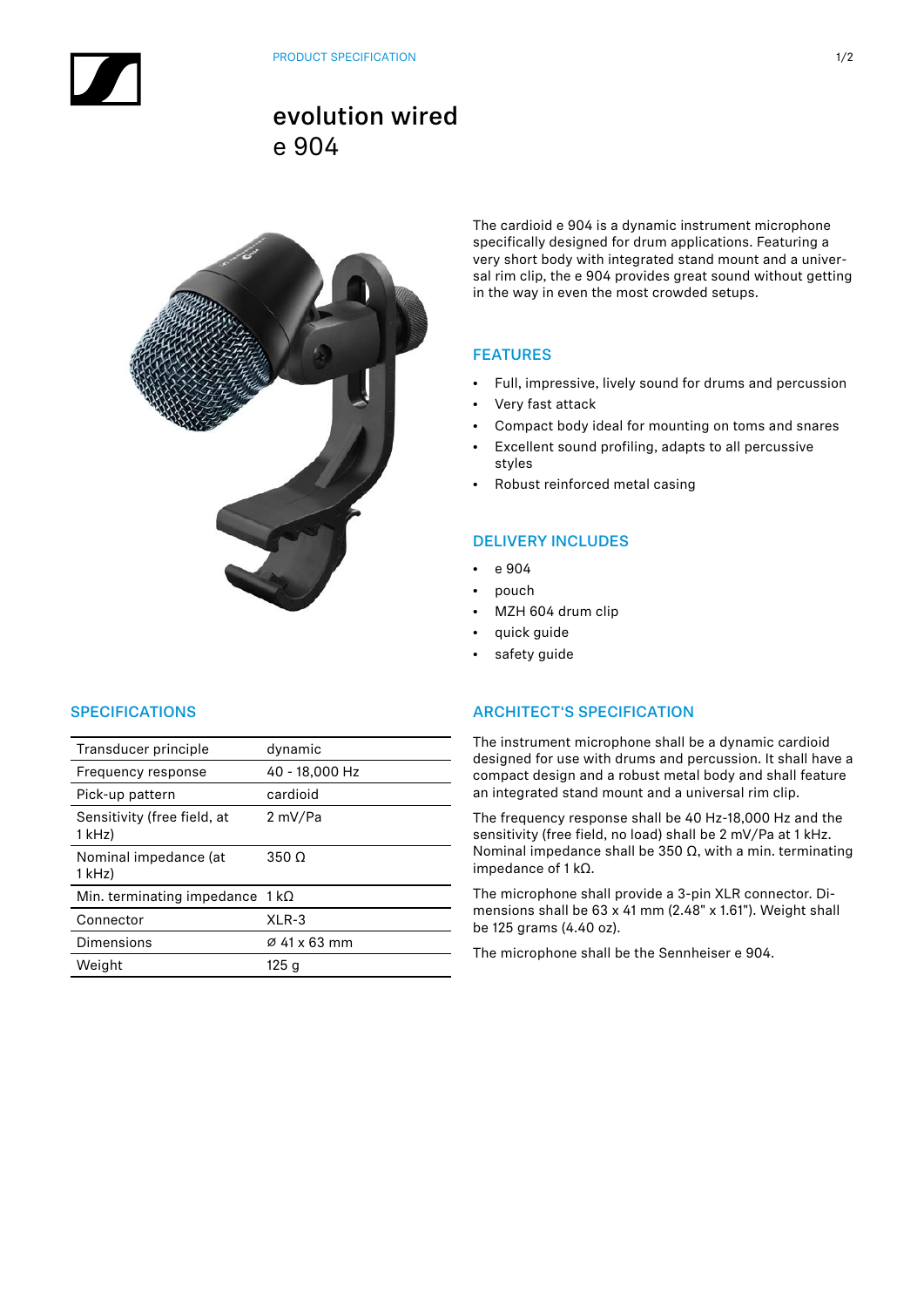PRODUCT SPECIFICATION

# evolution wired
# e 904

The cardioid e 904 is a dynamic instrument microphone specifically designed for drum applications. Featuring a very short body with integrated stand mount and a universal rim clip, the e 904 provides great sound without getting in the way in even the most crowded setups.

## FEATURES

- Full, impressive, lively sound for drums and percussion
- Very fast attack
- Compact body ideal for mounting on toms and snares
- Excellent sound profiling, adapts to all percussive styles
- Robust reinforced metal casing

## DELIVERY INCLUDES

- e 904
- pouch
- MZH 604 drum clip
- quick guide
- safety guide

## SPECIFICATIONS

| | |
|---|---|
| Transducer principle | dynamic |
| Frequency response | 40 - 18,000 Hz |
| Pick-up pattern | cardioid |
| Sensitivity (free field, at 1 kHz) | 2 mV/Pa |
| Nominal impedance (at 1 kHz) | 350 Ω |
| Min. terminating impedance | 1 kΩ |
| Connector | XLR-3 |
| Dimensions | Ø 41 x 63 mm |
| Weight | 125 g |

## ARCHITECT'S SPECIFICATION

The instrument microphone shall be a dynamic cardioid designed for use with drums and percussion. It shall have a compact design and a robust metal body and shall feature an integrated stand mount and a universal rim clip.

The frequency response shall be 40 Hz-18,000 Hz and the sensitivity (free field, no load) shall be 2 mV/Pa at 1 kHz. Nominal impedance shall be 350 Ω, with a min. terminating impedance of 1 kΩ.

The microphone shall provide a 3-pin XLR connector. Dimensions shall be 63 x 41 mm (2.48" x 1.61"). Weight shall be 125 grams (4.40 oz).

The microphone shall be the Sennheiser e 904.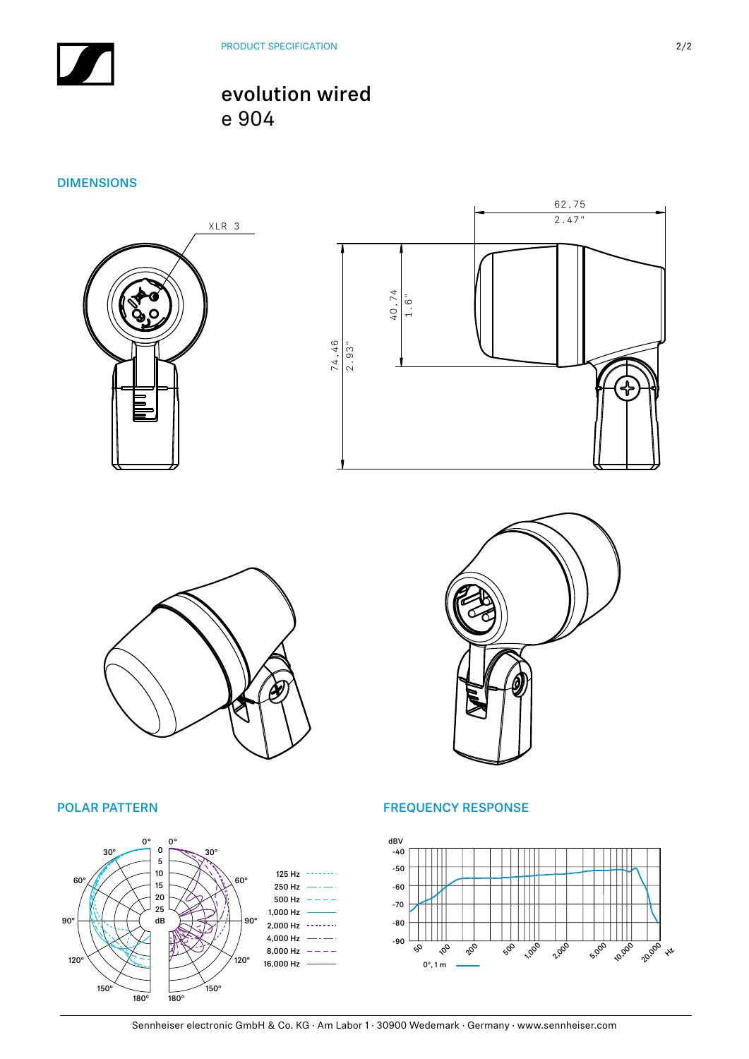# evolution wired
e 904

## DIMENSIONS

XLR 3

62,75
2.47"

40,74
1.6"

74,46
2.93"

## POLAR PATTERN

0° 0°
30° 30°
60° 60°
90° 90°
120° 120°
150° 150°
180° 180°
0
5
10
15
20
25
dB

125 Hz
250 Hz
500 Hz
1,000 Hz
2,000 Hz
4,000 Hz
8,000 Hz
16,000 Hz

## FREQUENCY RESPONSE

dBV
-40
-50
-60
-70
-80
-90

50 100 200 500 1,000 2,000 5,000 10,000 20,000 Hz

0°, 1 m

Sennheiser electronic GmbH & Co. KG · Am Labor 1 · 30900 Wedemark · Germany · www.sennheiser.com